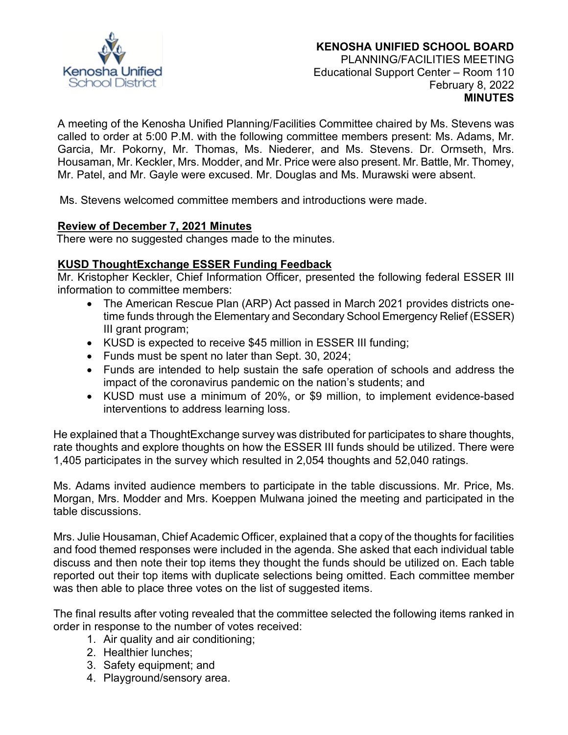**KENOSHA UNIFIED SCHOOL BOARD**
PLANNING/FACILITIES MEETING
Educational Support Center – Room 110
February 8, 2022
**MINUTES**

A meeting of the Kenosha Unified Planning/Facilities Committee chaired by Ms. Stevens was called to order at 5:00 P.M. with the following committee members present: Ms. Adams, Mr. Garcia, Mr. Pokorny, Mr. Thomas, Ms. Niederer, and Ms. Stevens. Dr. Ormseth, Mrs. Housaman, Mr. Keckler, Mrs. Modder, and Mr. Price were also present. Mr. Battle, Mr. Thomey, Mr. Patel, and Mr. Gayle were excused. Mr. Douglas and Ms. Murawski were absent.

Ms. Stevens welcomed committee members and introductions were made.

**Review of December 7, 2021 Minutes**

There were no suggested changes made to the minutes.

**KUSD ThoughtExchange ESSER Funding Feedback**

Mr. Kristopher Keckler, Chief Information Officer, presented the following federal ESSER III information to committee members:

- The American Rescue Plan (ARP) Act passed in March 2021 provides districts one-time funds through the Elementary and Secondary School Emergency Relief (ESSER) III grant program;
- KUSD is expected to receive $45 million in ESSER III funding;
- Funds must be spent no later than Sept. 30, 2024;
- Funds are intended to help sustain the safe operation of schools and address the impact of the coronavirus pandemic on the nation's students; and
- KUSD must use a minimum of 20%, or $9 million, to implement evidence-based interventions to address learning loss.

He explained that a ThoughtExchange survey was distributed for participates to share thoughts, rate thoughts and explore thoughts on how the ESSER III funds should be utilized. There were 1,405 participates in the survey which resulted in 2,054 thoughts and 52,040 ratings.

Ms. Adams invited audience members to participate in the table discussions. Mr. Price, Ms. Morgan, Mrs. Modder and Mrs. Koeppen Mulwana joined the meeting and participated in the table discussions.

Mrs. Julie Housaman, Chief Academic Officer, explained that a copy of the thoughts for facilities and food themed responses were included in the agenda. She asked that each individual table discuss and then note their top items they thought the funds should be utilized on. Each table reported out their top items with duplicate selections being omitted. Each committee member was then able to place three votes on the list of suggested items.

The final results after voting revealed that the committee selected the following items ranked in order in response to the number of votes received:

1. Air quality and air conditioning;
2. Healthier lunches;
3. Safety equipment; and
4. Playground/sensory area.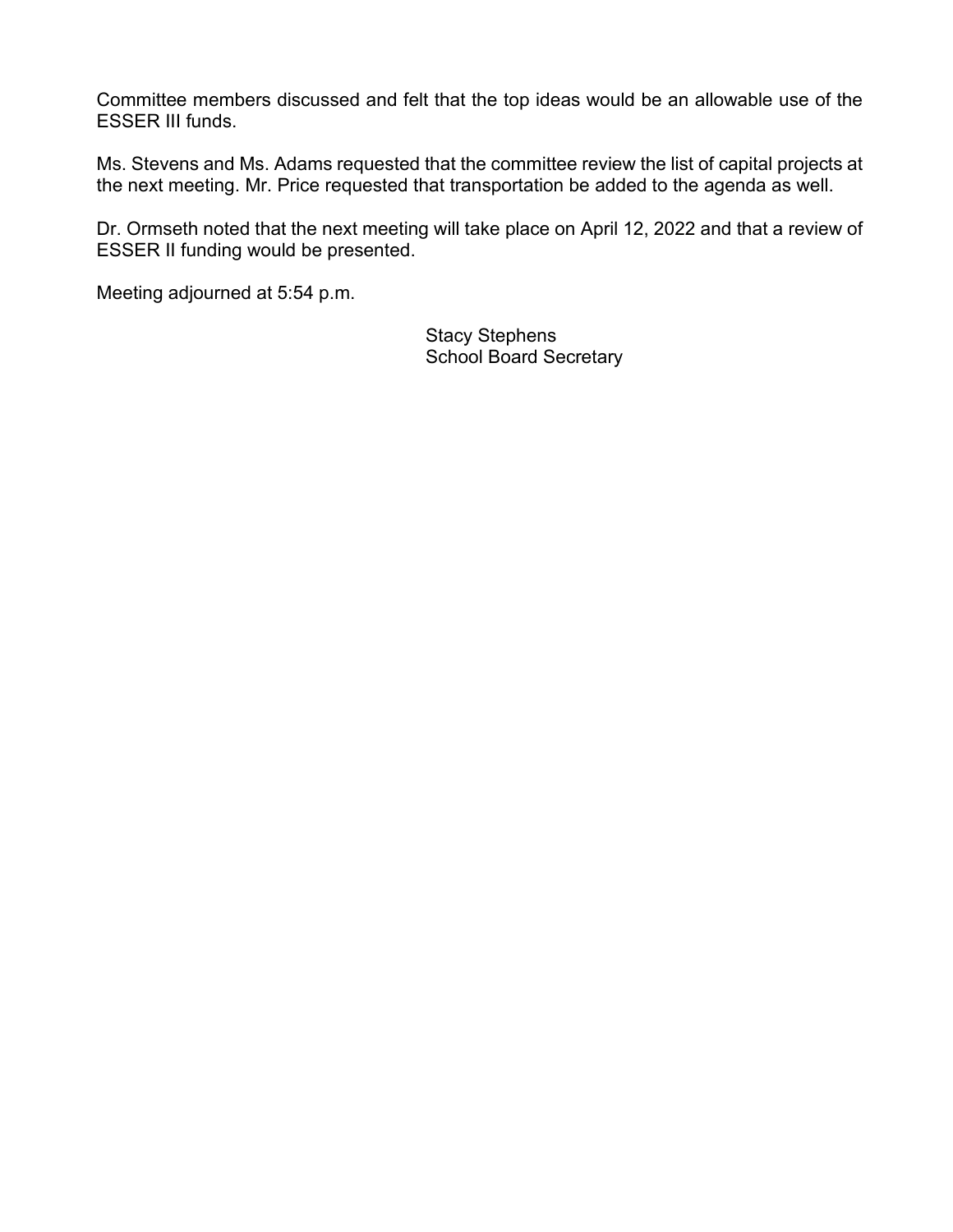Committee members discussed and felt that the top ideas would be an allowable use of the ESSER III funds.

Ms. Stevens and Ms. Adams requested that the committee review the list of capital projects at the next meeting. Mr. Price requested that transportation be added to the agenda as well.

Dr. Ormseth noted that the next meeting will take place on April 12, 2022 and that a review of ESSER II funding would be presented.

Meeting adjourned at 5:54 p.m.

Stacy Stephens
School Board Secretary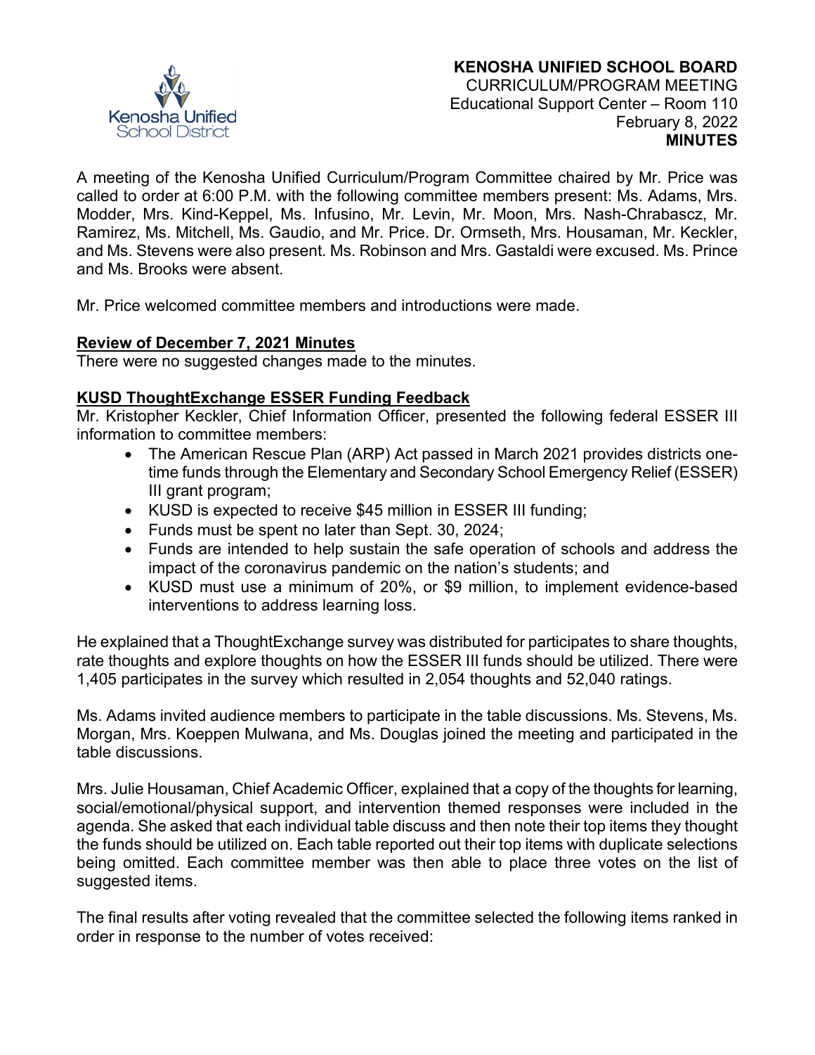**KENOSHA UNIFIED SCHOOL BOARD**
CURRICULUM/PROGRAM MEETING
Educational Support Center – Room 110
February 8, 2022
**MINUTES**

A meeting of the Kenosha Unified Curriculum/Program Committee chaired by Mr. Price was called to order at 6:00 P.M. with the following committee members present: Ms. Adams, Mrs. Modder, Mrs. Kind-Keppel, Ms. Infusino, Mr. Levin, Mr. Moon, Mrs. Nash-Chrabascz, Mr. Ramirez, Ms. Mitchell, Ms. Gaudio, and Mr. Price. Dr. Ormseth, Mrs. Housaman, Mr. Keckler, and Ms. Stevens were also present. Ms. Robinson and Mrs. Gastaldi were excused. Ms. Prince and Ms. Brooks were absent.

Mr. Price welcomed committee members and introductions were made.

**Review of December 7, 2021 Minutes**

There were no suggested changes made to the minutes.

**KUSD ThoughtExchange ESSER Funding Feedback**

Mr. Kristopher Keckler, Chief Information Officer, presented the following federal ESSER III information to committee members:

- The American Rescue Plan (ARP) Act passed in March 2021 provides districts one-time funds through the Elementary and Secondary School Emergency Relief (ESSER) III grant program;
- KUSD is expected to receive $45 million in ESSER III funding;
- Funds must be spent no later than Sept. 30, 2024;
- Funds are intended to help sustain the safe operation of schools and address the impact of the coronavirus pandemic on the nation's students; and
- KUSD must use a minimum of 20%, or $9 million, to implement evidence-based interventions to address learning loss.

He explained that a ThoughtExchange survey was distributed for participates to share thoughts, rate thoughts and explore thoughts on how the ESSER III funds should be utilized. There were 1,405 participates in the survey which resulted in 2,054 thoughts and 52,040 ratings.

Ms. Adams invited audience members to participate in the table discussions. Ms. Stevens, Ms. Morgan, Mrs. Koeppen Mulwana, and Ms. Douglas joined the meeting and participated in the table discussions.

Mrs. Julie Housaman, Chief Academic Officer, explained that a copy of the thoughts for learning, social/emotional/physical support, and intervention themed responses were included in the agenda. She asked that each individual table discuss and then note their top items they thought the funds should be utilized on. Each table reported out their top items with duplicate selections being omitted. Each committee member was then able to place three votes on the list of suggested items.

The final results after voting revealed that the committee selected the following items ranked in order in response to the number of votes received: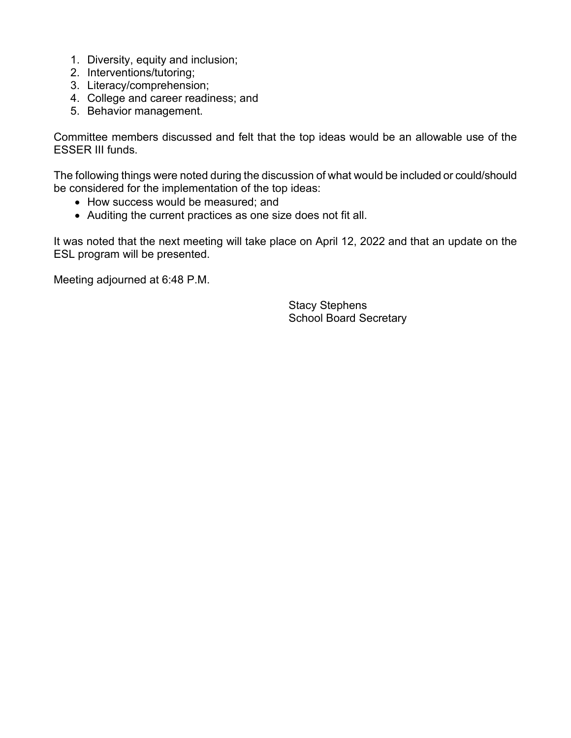1. Diversity, equity and inclusion;
2. Interventions/tutoring;
3. Literacy/comprehension;
4. College and career readiness; and
5. Behavior management.

Committee members discussed and felt that the top ideas would be an allowable use of the ESSER III funds.

The following things were noted during the discussion of what would be included or could/should be considered for the implementation of the top ideas:

- How success would be measured; and
- Auditing the current practices as one size does not fit all.

It was noted that the next meeting will take place on April 12, 2022 and that an update on the ESL program will be presented.

Meeting adjourned at 6:48 P.M.

Stacy Stephens
School Board Secretary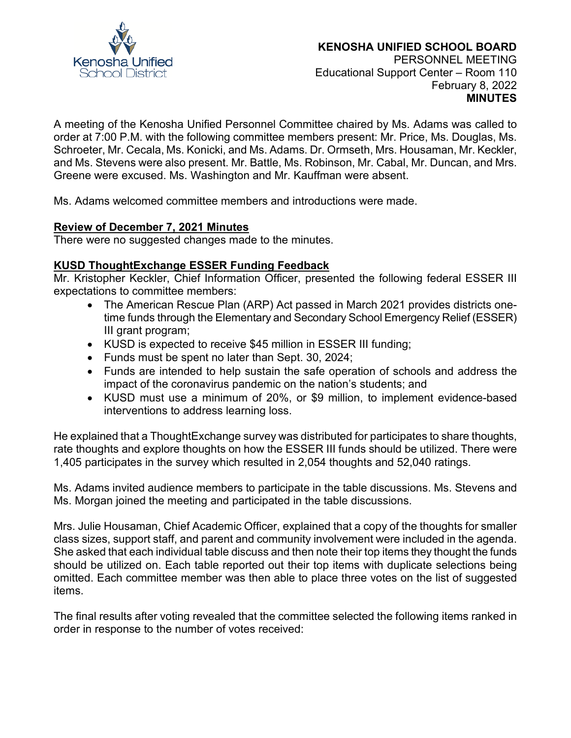**KENOSHA UNIFIED SCHOOL BOARD**
PERSONNEL MEETING
Educational Support Center – Room 110
February 8, 2022
**MINUTES**

A meeting of the Kenosha Unified Personnel Committee chaired by Ms. Adams was called to order at 7:00 P.M. with the following committee members present: Mr. Price, Ms. Douglas, Ms. Schroeter, Mr. Cecala, Ms. Konicki, and Ms. Adams. Dr. Ormseth, Mrs. Housaman, Mr. Keckler, and Ms. Stevens were also present. Mr. Battle, Ms. Robinson, Mr. Cabal, Mr. Duncan, and Mrs. Greene were excused. Ms. Washington and Mr. Kauffman were absent.

Ms. Adams welcomed committee members and introductions were made.

**Review of December 7, 2021 Minutes**

There were no suggested changes made to the minutes.

**KUSD ThoughtExchange ESSER Funding Feedback**

Mr. Kristopher Keckler, Chief Information Officer, presented the following federal ESSER III expectations to committee members:

- The American Rescue Plan (ARP) Act passed in March 2021 provides districts one-time funds through the Elementary and Secondary School Emergency Relief (ESSER) III grant program;
- KUSD is expected to receive $45 million in ESSER III funding;
- Funds must be spent no later than Sept. 30, 2024;
- Funds are intended to help sustain the safe operation of schools and address the impact of the coronavirus pandemic on the nation's students; and
- KUSD must use a minimum of 20%, or $9 million, to implement evidence-based interventions to address learning loss.

He explained that a ThoughtExchange survey was distributed for participates to share thoughts, rate thoughts and explore thoughts on how the ESSER III funds should be utilized. There were 1,405 participates in the survey which resulted in 2,054 thoughts and 52,040 ratings.

Ms. Adams invited audience members to participate in the table discussions. Ms. Stevens and Ms. Morgan joined the meeting and participated in the table discussions.

Mrs. Julie Housaman, Chief Academic Officer, explained that a copy of the thoughts for smaller class sizes, support staff, and parent and community involvement were included in the agenda. She asked that each individual table discuss and then note their top items they thought the funds should be utilized on. Each table reported out their top items with duplicate selections being omitted. Each committee member was then able to place three votes on the list of suggested items.

The final results after voting revealed that the committee selected the following items ranked in order in response to the number of votes received: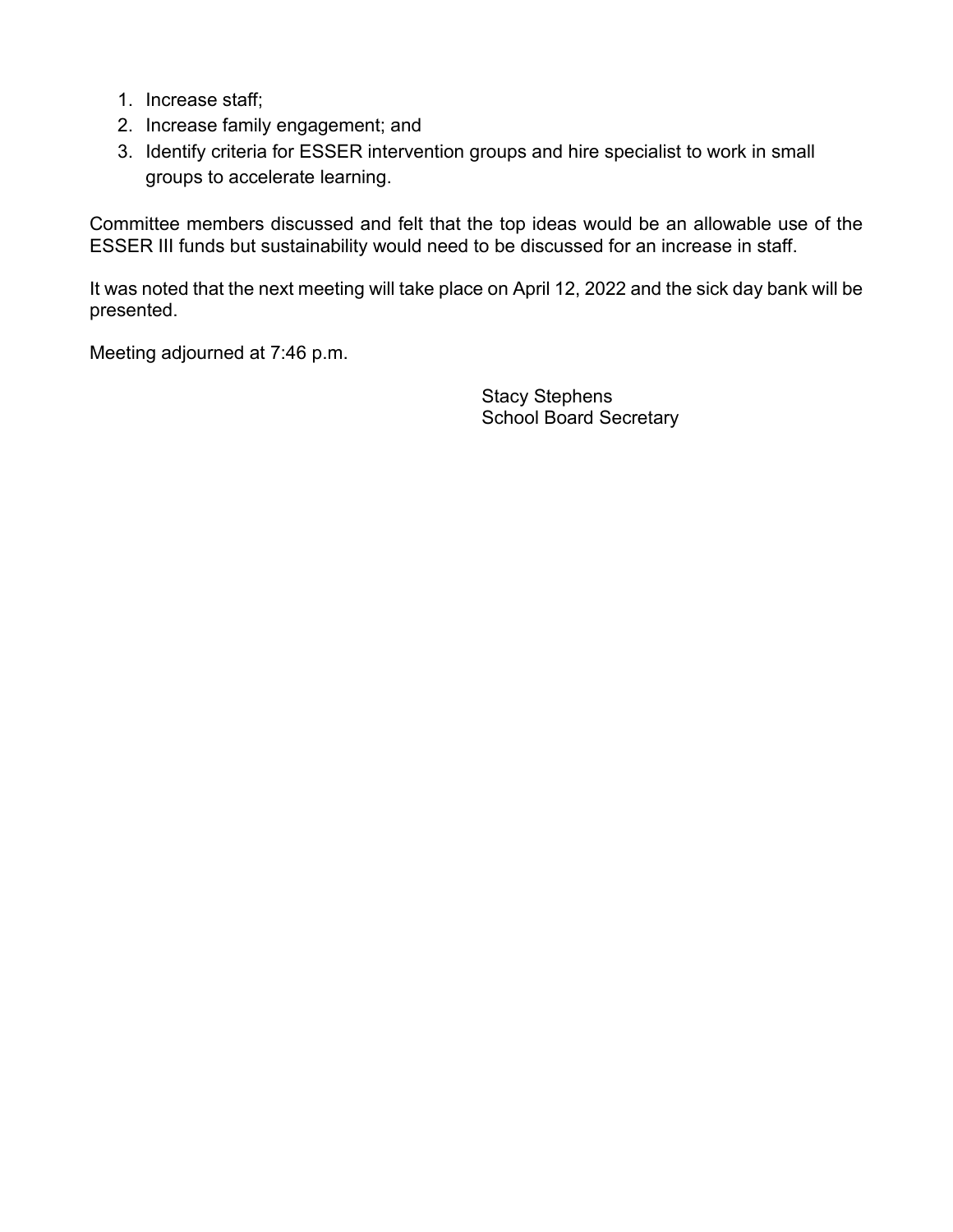1. Increase staff;
2. Increase family engagement; and
3. Identify criteria for ESSER intervention groups and hire specialist to work in small groups to accelerate learning.

Committee members discussed and felt that the top ideas would be an allowable use of the ESSER III funds but sustainability would need to be discussed for an increase in staff.

It was noted that the next meeting will take place on April 12, 2022 and the sick day bank will be presented.

Meeting adjourned at 7:46 p.m.

Stacy Stephens
School Board Secretary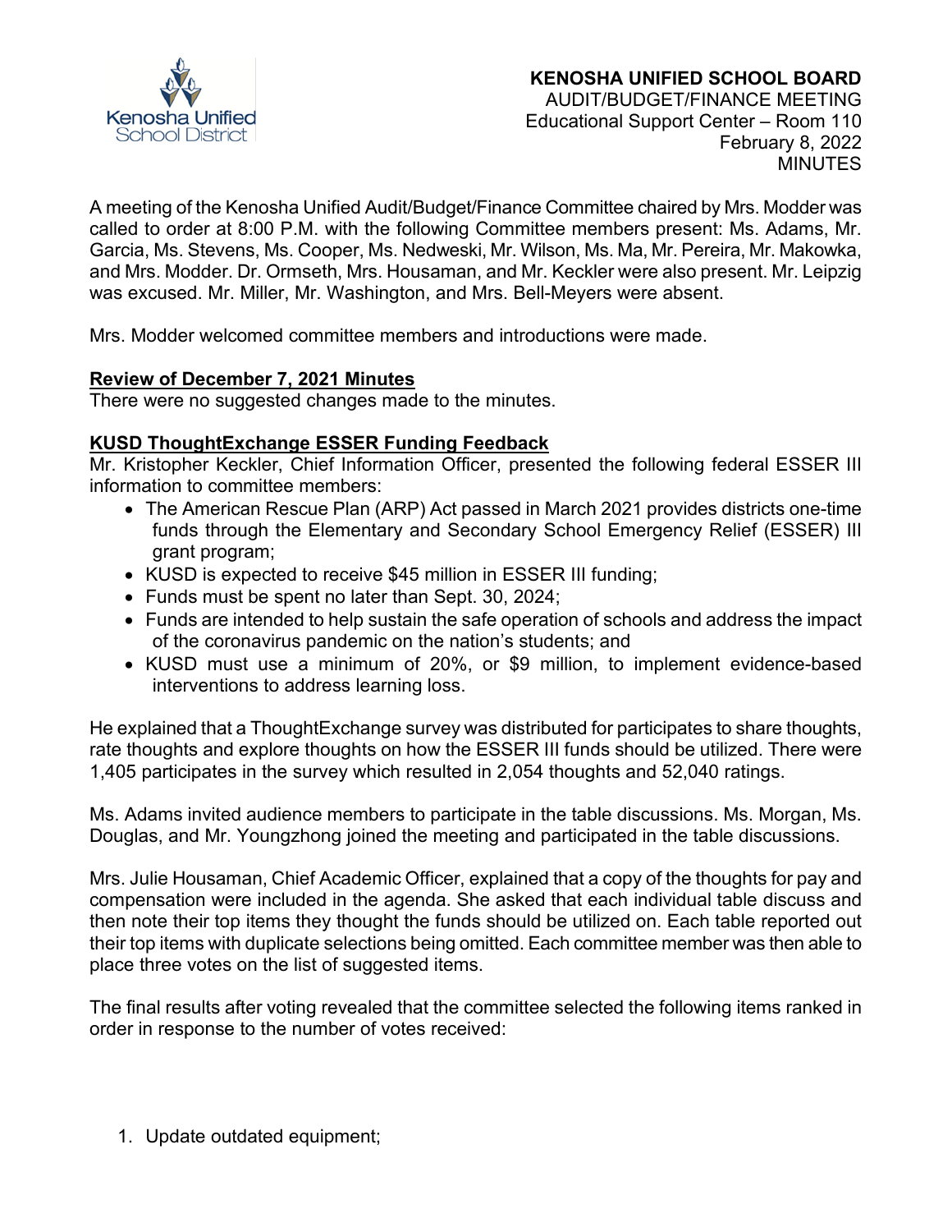**KENOSHA UNIFIED SCHOOL BOARD**
AUDIT/BUDGET/FINANCE MEETING
Educational Support Center – Room 110
February 8, 2022
MINUTES

A meeting of the Kenosha Unified Audit/Budget/Finance Committee chaired by Mrs. Modder was called to order at 8:00 P.M. with the following Committee members present: Ms. Adams, Mr. Garcia, Ms. Stevens, Ms. Cooper, Ms. Nedweski, Mr. Wilson, Ms. Ma, Mr. Pereira, Mr. Makowka, and Mrs. Modder. Dr. Ormseth, Mrs. Housaman, and Mr. Keckler were also present. Mr. Leipzig was excused. Mr. Miller, Mr. Washington, and Mrs. Bell-Meyers were absent.

Mrs. Modder welcomed committee members and introductions were made.

**Review of December 7, 2021 Minutes**

There were no suggested changes made to the minutes.

**KUSD ThoughtExchange ESSER Funding Feedback**

Mr. Kristopher Keckler, Chief Information Officer, presented the following federal ESSER III information to committee members:

- The American Rescue Plan (ARP) Act passed in March 2021 provides districts one-time funds through the Elementary and Secondary School Emergency Relief (ESSER) III grant program;
- KUSD is expected to receive $45 million in ESSER III funding;
- Funds must be spent no later than Sept. 30, 2024;
- Funds are intended to help sustain the safe operation of schools and address the impact of the coronavirus pandemic on the nation's students; and
- KUSD must use a minimum of 20%, or $9 million, to implement evidence-based interventions to address learning loss.

He explained that a ThoughtExchange survey was distributed for participates to share thoughts, rate thoughts and explore thoughts on how the ESSER III funds should be utilized. There were 1,405 participates in the survey which resulted in 2,054 thoughts and 52,040 ratings.

Ms. Adams invited audience members to participate in the table discussions. Ms. Morgan, Ms. Douglas, and Mr. Youngzhong joined the meeting and participated in the table discussions.

Mrs. Julie Housaman, Chief Academic Officer, explained that a copy of the thoughts for pay and compensation were included in the agenda. She asked that each individual table discuss and then note their top items they thought the funds should be utilized on. Each table reported out their top items with duplicate selections being omitted. Each committee member was then able to place three votes on the list of suggested items.

The final results after voting revealed that the committee selected the following items ranked in order in response to the number of votes received:

1. Update outdated equipment;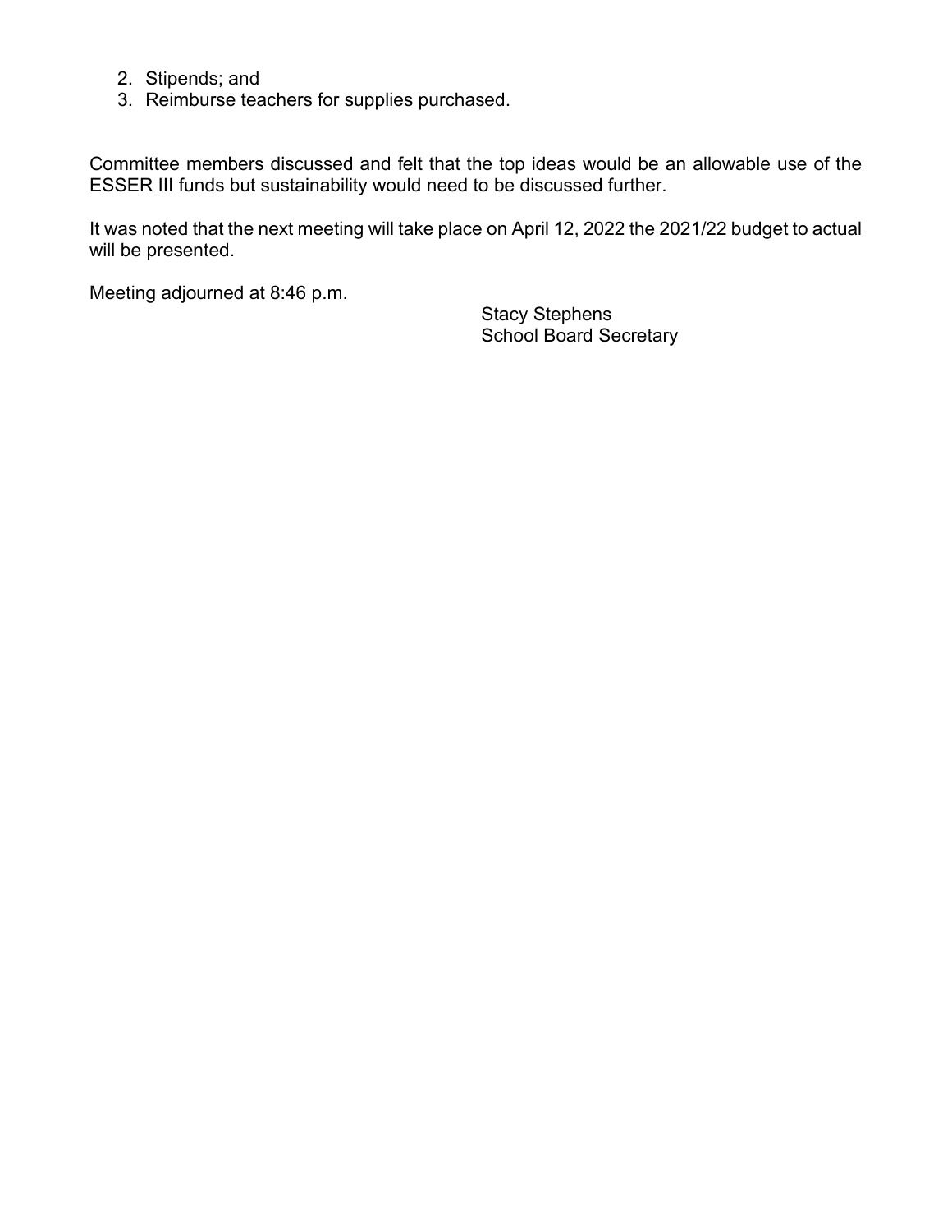2. Stipends; and
3. Reimburse teachers for supplies purchased.

Committee members discussed and felt that the top ideas would be an allowable use of the ESSER III funds but sustainability would need to be discussed further.

It was noted that the next meeting will take place on April 12, 2022 the 2021/22 budget to actual will be presented.

Meeting adjourned at 8:46 p.m.

Stacy Stephens
School Board Secretary